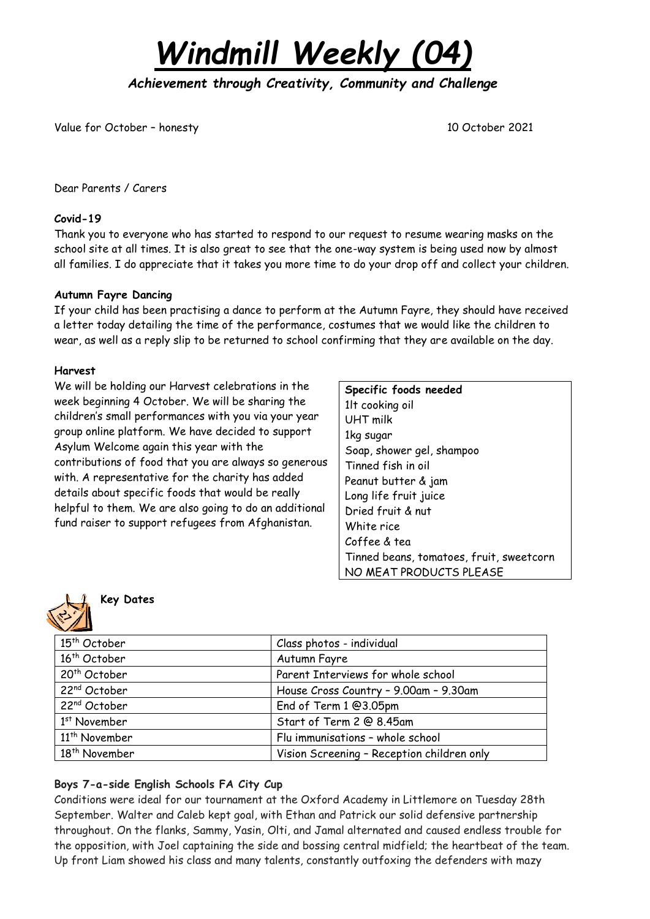# *Windmill Weekly (04)*

***Achievement through Creativity, Community and Challenge***

Value for October – honesty

10 October 2021

Dear Parents / Carers

**Covid-19**

Thank you to everyone who has started to respond to our request to resume wearing masks on the school site at all times. It is also great to see that the one-way system is being used now by almost all families. I do appreciate that it takes you more time to do your drop off and collect your children.

**Autumn Fayre Dancing**

If your child has been practising a dance to perform at the Autumn Fayre, they should have received a letter today detailing the time of the performance, costumes that we would like the children to wear, as well as a reply slip to be returned to school confirming that they are available on the day.

**Harvest**

We will be holding our Harvest celebrations in the week beginning 4 October. We will be sharing the children's small performances with you via your year group online platform. We have decided to support Asylum Welcome again this year with the contributions of food that you are always so generous with. A representative for the charity has added details about specific foods that would be really helpful to them. We are also going to do an additional fund raiser to support refugees from Afghanistan.

**Specific foods needed**
1lt cooking oil
UHT milk
1kg sugar
Soap, shower gel, shampoo
Tinned fish in oil
Peanut butter & jam
Long life fruit juice
Dried fruit & nut
White rice
Coffee & tea
Tinned beans, tomatoes, fruit, sweetcorn
NO MEAT PRODUCTS PLEASE

**Key Dates**

| | |
|---|---|
| 15th October | Class photos - individual |
| 16th October | Autumn Fayre |
| 20th October | Parent Interviews for whole school |
| 22nd October | House Cross Country – 9.00am – 9.30am |
| 22nd October | End of Term 1 @3.05pm |
| 1st November | Start of Term 2 @ 8.45am |
| 11th November | Flu immunisations – whole school |
| 18th November | Vision Screening – Reception children only |

**Boys 7-a-side English Schools FA City Cup**

Conditions were ideal for our tournament at the Oxford Academy in Littlemore on Tuesday 28th September. Walter and Caleb kept goal, with Ethan and Patrick our solid defensive partnership throughout. On the flanks, Sammy, Yasin, Olti, and Jamal alternated and caused endless trouble for the opposition, with Joel captaining the side and bossing central midfield; the heartbeat of the team. Up front Liam showed his class and many talents, constantly outfoxing the defenders with mazy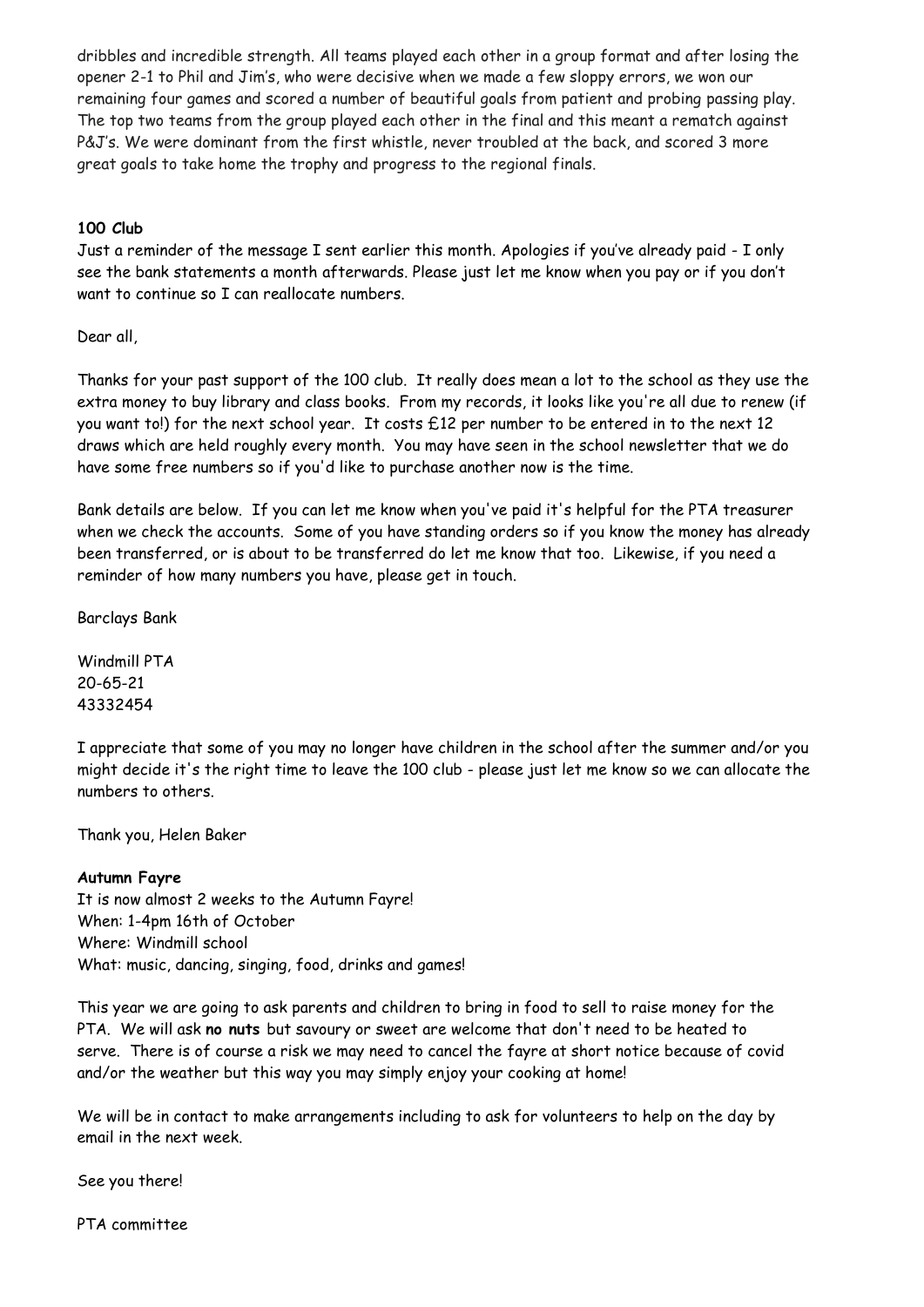dribbles and incredible strength. All teams played each other in a group format and after losing the opener 2-1 to Phil and Jim's, who were decisive when we made a few sloppy errors, we won our remaining four games and scored a number of beautiful goals from patient and probing passing play. The top two teams from the group played each other in the final and this meant a rematch against P&J's. We were dominant from the first whistle, never troubled at the back, and scored 3 more great goals to take home the trophy and progress to the regional finals.

**100 Club**

Just a reminder of the message I sent earlier this month. Apologies if you've already paid - I only see the bank statements a month afterwards. Please just let me know when you pay or if you don't want to continue so I can reallocate numbers.

Dear all,

Thanks for your past support of the 100 club. It really does mean a lot to the school as they use the extra money to buy library and class books. From my records, it looks like you're all due to renew (if you want to!) for the next school year. It costs £12 per number to be entered in to the next 12 draws which are held roughly every month. You may have seen in the school newsletter that we do have some free numbers so if you'd like to purchase another now is the time.

Bank details are below. If you can let me know when you've paid it's helpful for the PTA treasurer when we check the accounts. Some of you have standing orders so if you know the money has already been transferred, or is about to be transferred do let me know that too. Likewise, if you need a reminder of how many numbers you have, please get in touch.

Barclays Bank

Windmill PTA
20-65-21
43332454

I appreciate that some of you may no longer have children in the school after the summer and/or you might decide it's the right time to leave the 100 club - please just let me know so we can allocate the numbers to others.

Thank you, Helen Baker

**Autumn Fayre**

It is now almost 2 weeks to the Autumn Fayre!
When: 1-4pm 16th of October
Where: Windmill school
What: music, dancing, singing, food, drinks and games!

This year we are going to ask parents and children to bring in food to sell to raise money for the PTA. We will ask **no nuts** but savoury or sweet are welcome that don't need to be heated to serve. There is of course a risk we may need to cancel the fayre at short notice because of covid and/or the weather but this way you may simply enjoy your cooking at home!

We will be in contact to make arrangements including to ask for volunteers to help on the day by email in the next week.

See you there!

PTA committee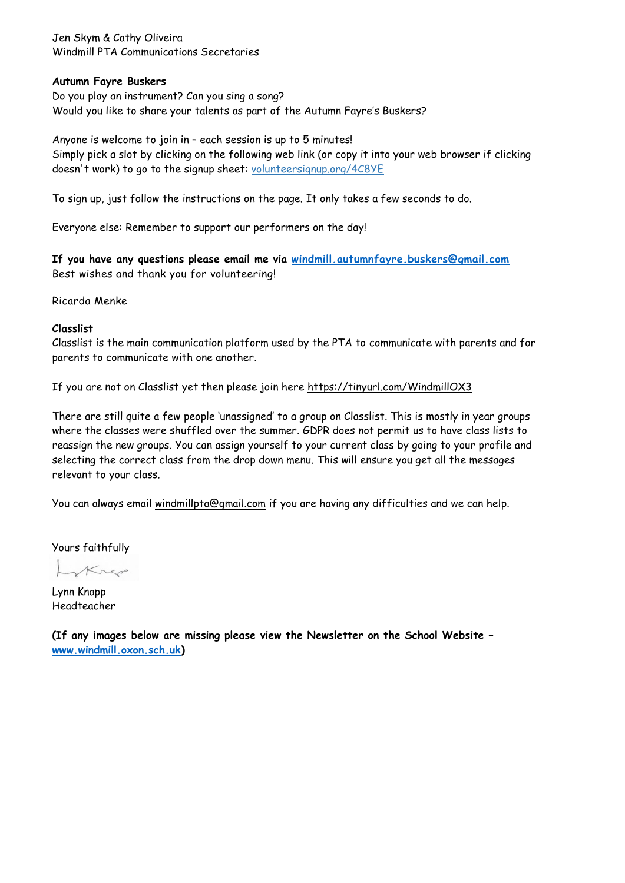Jen Skym & Cathy Oliveira
Windmill PTA Communications Secretaries

**Autumn Fayre Buskers**
Do you play an instrument? Can you sing a song?
Would you like to share your talents as part of the Autumn Fayre's Buskers?

Anyone is welcome to join in – each session is up to 5 minutes!
Simply pick a slot by clicking on the following web link (or copy it into your web browser if clicking doesn't work) to go to the signup sheet: volunteersignup.org/4C8YE

To sign up, just follow the instructions on the page. It only takes a few seconds to do.

Everyone else: Remember to support our performers on the day!

**If you have any questions please email me via windmill.autumnfayre.buskers@gmail.com**
Best wishes and thank you for volunteering!

Ricarda Menke

**Classlist**
Classlist is the main communication platform used by the PTA to communicate with parents and for parents to communicate with one another.

If you are not on Classlist yet then please join here https://tinyurl.com/WindmillOX3

There are still quite a few people 'unassigned' to a group on Classlist. This is mostly in year groups where the classes were shuffled over the summer. GDPR does not permit us to have class lists to reassign the new groups. You can assign yourself to your current class by going to your profile and selecting the correct class from the drop down menu. This will ensure you get all the messages relevant to your class.

You can always email windmillpta@gmail.com if you are having any difficulties and we can help.

Yours faithfully

Lynn Knapp
Headteacher

**(If any images below are missing please view the Newsletter on the School Website – www.windmill.oxon.sch.uk)**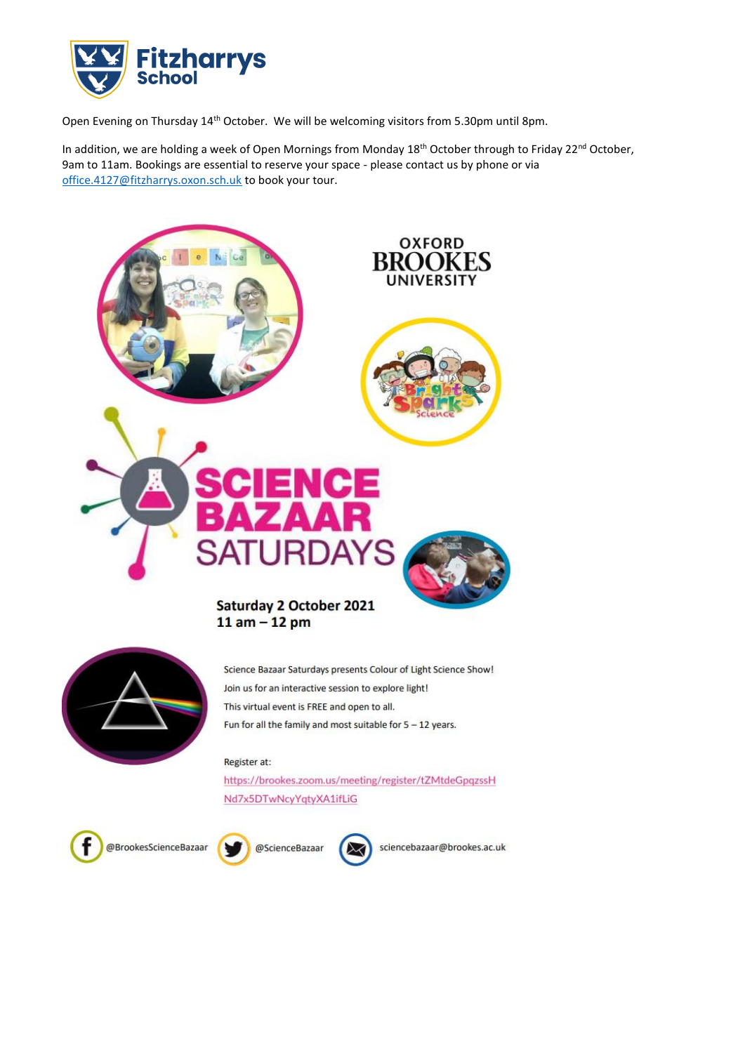Open Evening on Thursday 14th October.  We will be welcoming visitors from 5.30pm until 8pm.

In addition, we are holding a week of Open Mornings from Monday 18th October through to Friday 22nd October, 9am to 11am. Bookings are essential to reserve your space - please contact us by phone or via office.4127@fitzharrys.oxon.sch.uk to book your tour.

OXFORD BROOKES UNIVERSITY

Bright Sparks Science

# SCIENCE BAZAAR SATURDAYS

**Saturday 2 October 2021**
**11 am – 12 pm**

Science Bazaar Saturdays presents Colour of Light Science Show!

Join us for an interactive session to explore light!

This virtual event is FREE and open to all.

Fun for all the family and most suitable for 5 – 12 years.

Register at:

https://brookes.zoom.us/meeting/register/tZMtdeGpqzssHNd7x5DTwNcyYqtyXA1ifLiG

@BrookesScienceBazaar  @ScienceBazaar  sciencebazaar@brookes.ac.uk